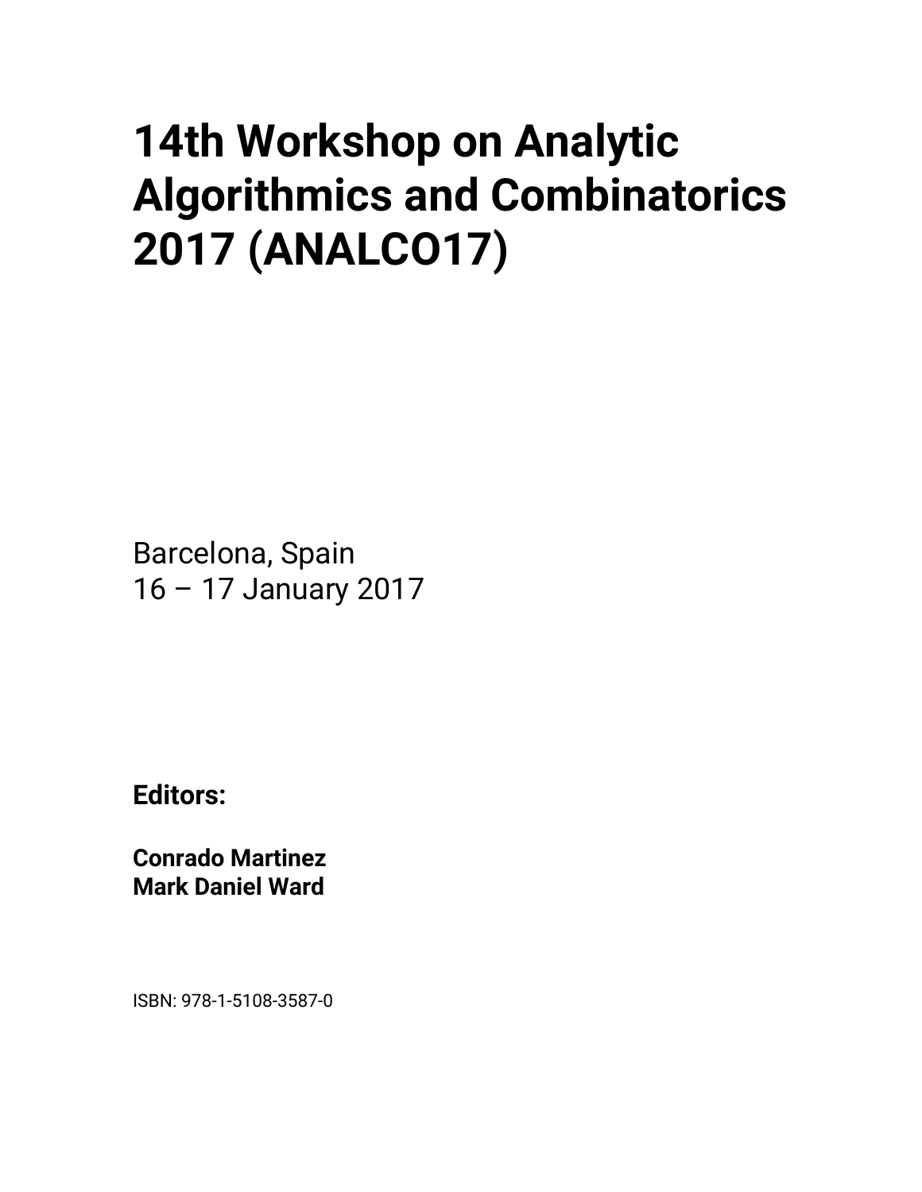# 14th Workshop on Analytic Algorithmics and Combinatorics 2017 (ANALCO17)

Barcelona, Spain
16 – 17 January 2017

**Editors:**

**Conrado Martinez**
**Mark Daniel Ward**

ISBN: 978-1-5108-3587-0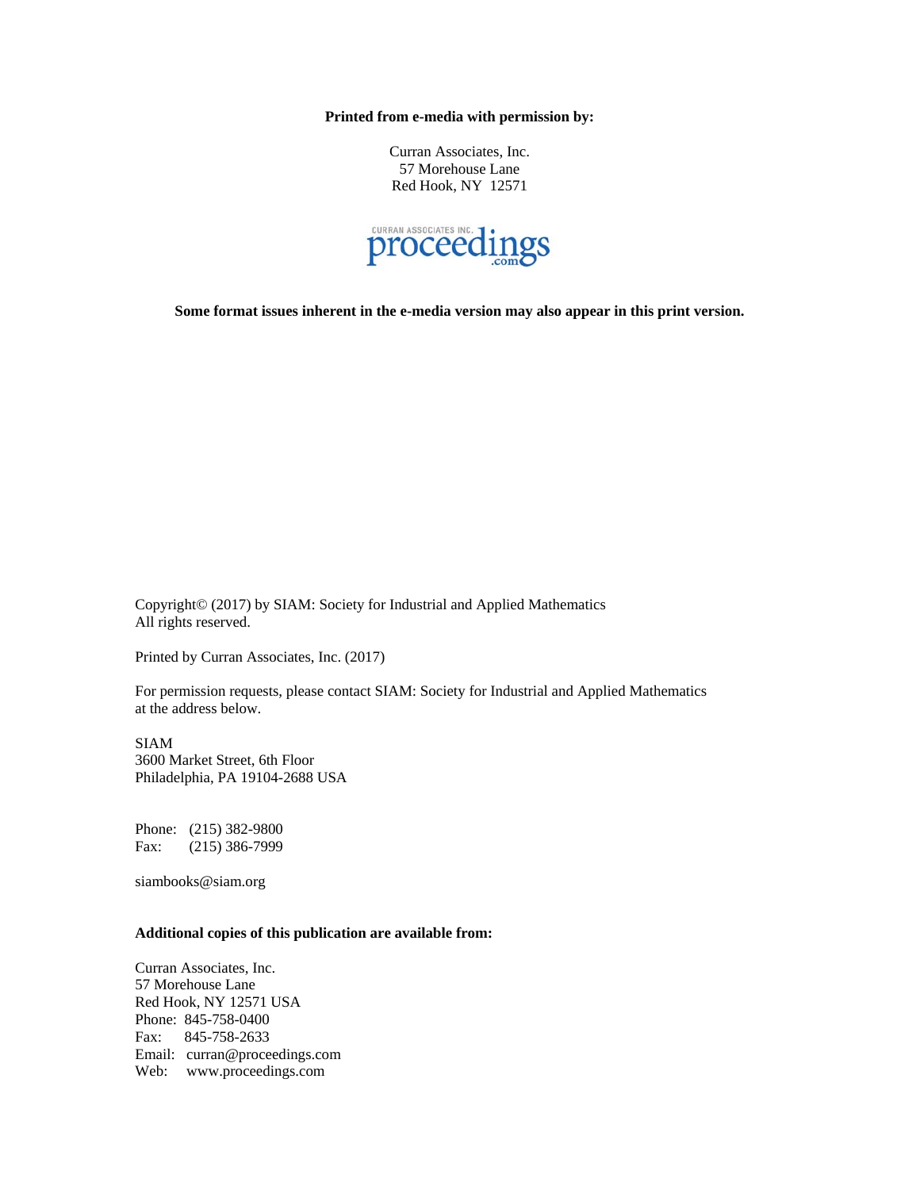**Printed from e-media with permission by:**

Curran Associates, Inc.
57 Morehouse Lane
Red Hook, NY 12571

CURRAN ASSOCIATES INC. proceedings.com

**Some format issues inherent in the e-media version may also appear in this print version.**

Copyright© (2017) by SIAM: Society for Industrial and Applied Mathematics
All rights reserved.

Printed by Curran Associates, Inc. (2017)

For permission requests, please contact SIAM: Society for Industrial and Applied Mathematics at the address below.

SIAM
3600 Market Street, 6th Floor
Philadelphia, PA 19104-2688 USA

Phone: (215) 382-9800
Fax: (215) 386-7999

siambooks@siam.org

**Additional copies of this publication are available from:**

Curran Associates, Inc.
57 Morehouse Lane
Red Hook, NY 12571 USA
Phone: 845-758-0400
Fax: 845-758-2633
Email: curran@proceedings.com
Web: www.proceedings.com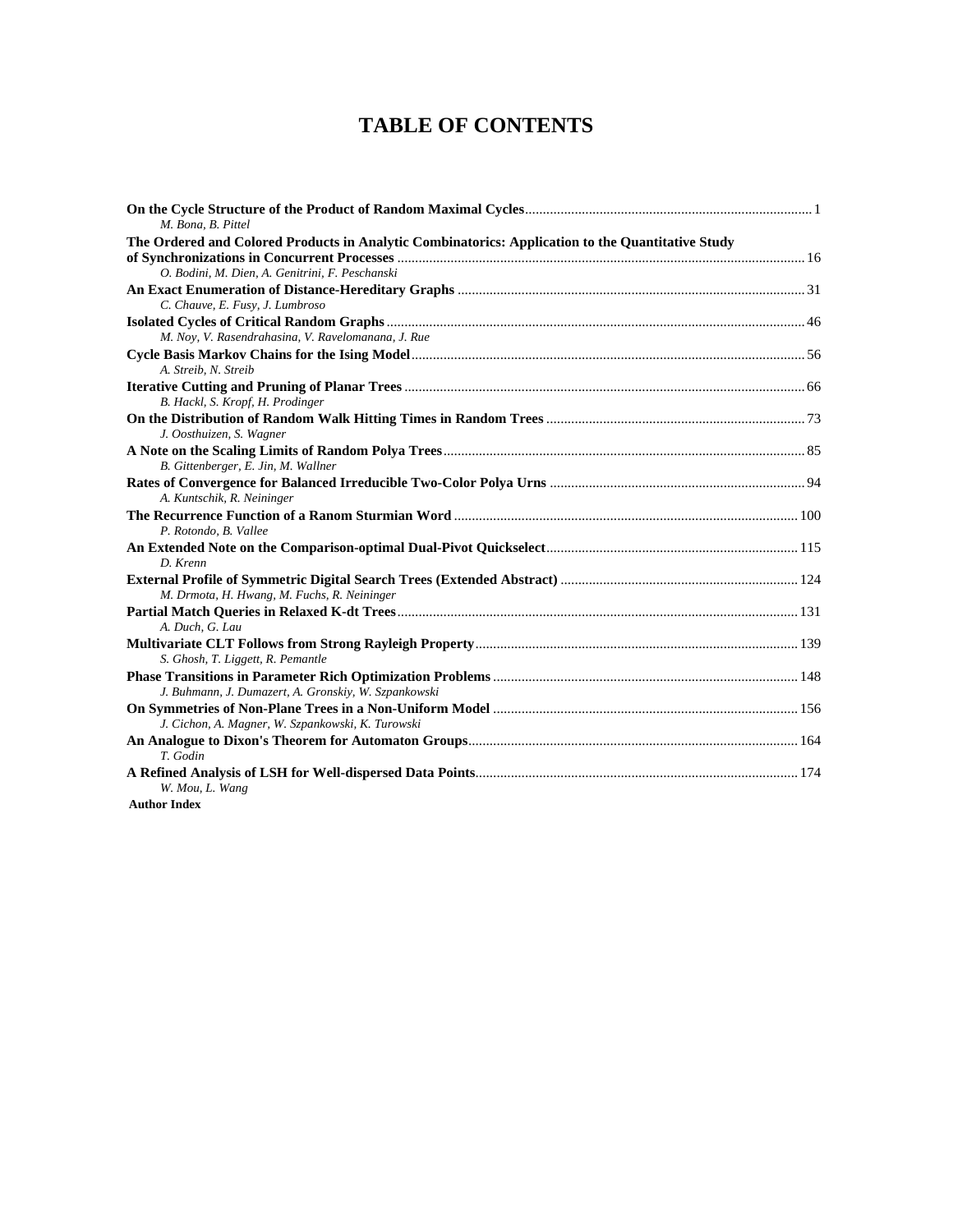# TABLE OF CONTENTS

**On the Cycle Structure of the Product of Random Maximal Cycles** ... 1
*M. Bona, B. Pittel*

**The Ordered and Colored Products in Analytic Combinatorics: Application to the Quantitative Study of Synchronizations in Concurrent Processes** ... 16
*O. Bodini, M. Dien, A. Genitrini, F. Peschanski*

**An Exact Enumeration of Distance-Hereditary Graphs** ... 31
*C. Chauve, E. Fusy, J. Lumbroso*

**Isolated Cycles of Critical Random Graphs** ... 46
*M. Noy, V. Rasendrahasina, V. Ravelomanana, J. Rue*

**Cycle Basis Markov Chains for the Ising Model** ... 56
*A. Streib, N. Streib*

**Iterative Cutting and Pruning of Planar Trees** ... 66
*B. Hackl, S. Kropf, H. Prodinger*

**On the Distribution of Random Walk Hitting Times in Random Trees** ... 73
*J. Oosthuizen, S. Wagner*

**A Note on the Scaling Limits of Random Polya Trees** ... 85
*B. Gittenberger, E. Jin, M. Wallner*

**Rates of Convergence for Balanced Irreducible Two-Color Polya Urns** ... 94
*A. Kuntschik, R. Neininger*

**The Recurrence Function of a Ranom Sturmian Word** ... 100
*P. Rotondo, B. Vallee*

**An Extended Note on the Comparison-optimal Dual-Pivot Quickselect** ... 115
*D. Krenn*

**External Profile of Symmetric Digital Search Trees (Extended Abstract)** ... 124
*M. Drmota, H. Hwang, M. Fuchs, R. Neininger*

**Partial Match Queries in Relaxed K-dt Trees** ... 131
*A. Duch, G. Lau*

**Multivariate CLT Follows from Strong Rayleigh Property** ... 139
*S. Ghosh, T. Liggett, R. Pemantle*

**Phase Transitions in Parameter Rich Optimization Problems** ... 148
*J. Buhmann, J. Dumazert, A. Gronskiy, W. Szpankowski*

**On Symmetries of Non-Plane Trees in a Non-Uniform Model** ... 156
*J. Cichon, A. Magner, W. Szpankowski, K. Turowski*

**An Analogue to Dixon's Theorem for Automaton Groups** ... 164
*T. Godin*

**A Refined Analysis of LSH for Well-dispersed Data Points** ... 174
*W. Mou, L. Wang*

**Author Index**